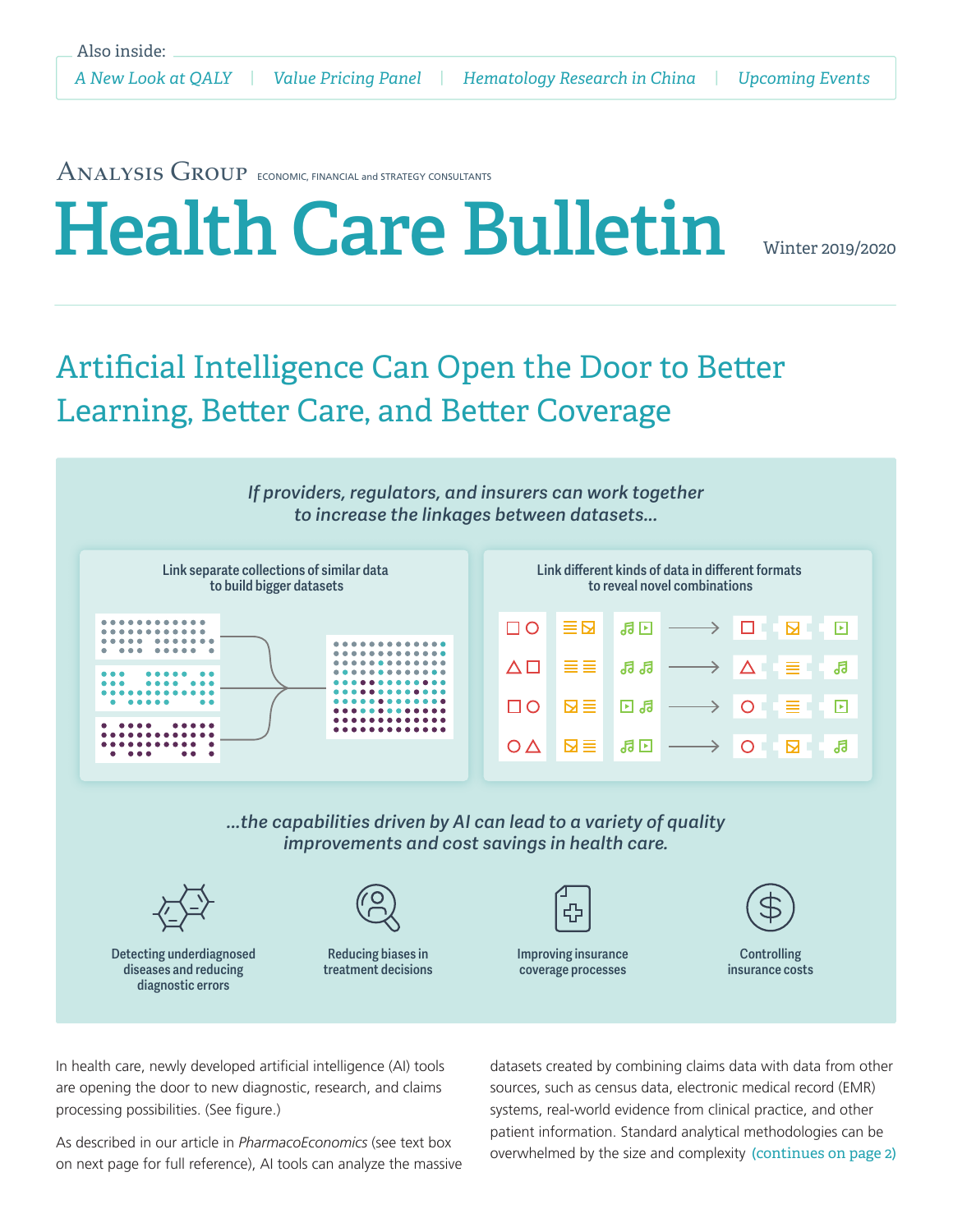Also inside:

*A New Look at QALY* | *Value Pricing Panel* | *Hematology Research in China* | *Upcoming Events*

Analysis Group ECONOMIC, FINANCIAL and STRATEGY CONSULTANTS

# Health Care Bulletin

Winter 2019/2020

## Artificial Intelligence Can Open the Door to Better Learning, Better Care, and Better Coverage

*If providers, regulators, and insurers can work together to increase the linkages between datasets...*

Link separate collections of similar data to build bigger datasets

Link different kinds of data in different formats to reveal novel combinations

*...the capabilities driven by AI can lead to a variety of quality improvements and cost savings in health care.*

Detecting underdiagnosed diseases and reducing diagnostic errors

Reducing biases in treatment decisions

Improving insurance coverage processes

Controlling insurance costs

In health care, newly developed artificial intelligence (AI) tools are opening the door to new diagnostic, research, and claims processing possibilities. (See figure.)

As described in our article in *PharmacoEconomics* (see text box on next page for full reference), AI tools can analyze the massive datasets created by combining claims data with data from other sources, such as census data, electronic medical record (EMR) systems, real-world evidence from clinical practice, and other patient information. Standard analytical methodologies can be overwhelmed by the size and complexity (continues on page 2)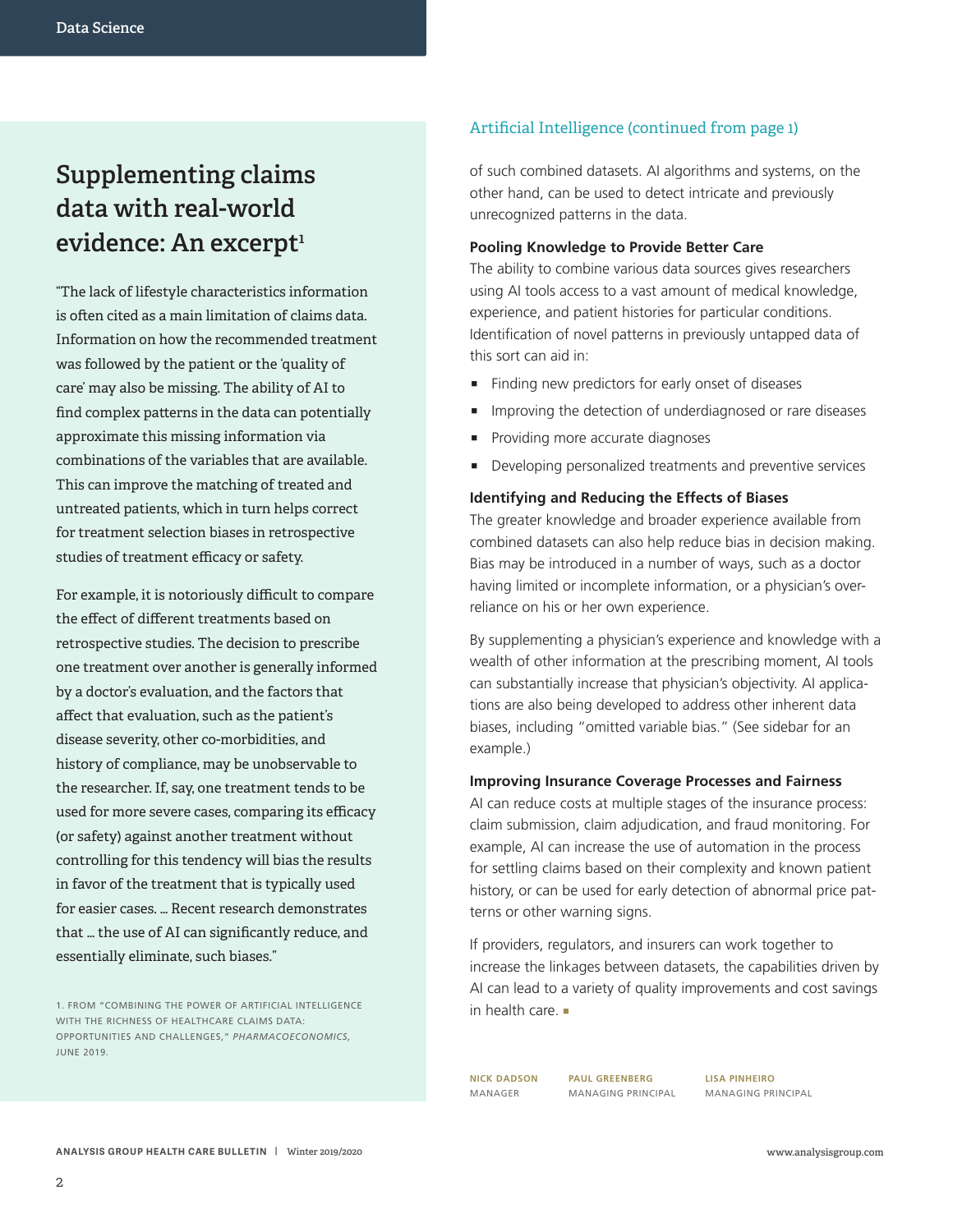## Supplementing claims data with real-world evidence: An excerpt[1]

"The lack of lifestyle characteristics information is often cited as a main limitation of claims data. Information on how the recommended treatment was followed by the patient or the 'quality of care' may also be missing. The ability of AI to find complex patterns in the data can potentially approximate this missing information via combinations of the variables that are available. This can improve the matching of treated and untreated patients, which in turn helps correct for treatment selection biases in retrospective studies of treatment efficacy or safety.

For example, it is notoriously difficult to compare the effect of different treatments based on retrospective studies. The decision to prescribe one treatment over another is generally informed by a doctor's evaluation, and the factors that affect that evaluation, such as the patient's disease severity, other co-morbidities, and history of compliance, may be unobservable to the researcher. If, say, one treatment tends to be used for more severe cases, comparing its efficacy (or safety) against another treatment without controlling for this tendency will bias the results in favor of the treatment that is typically used for easier cases. … Recent research demonstrates that … the use of AI can significantly reduce, and essentially eliminate, such biases."

1. FROM "COMBINING THE POWER OF ARTIFICIAL INTELLIGENCE WITH THE RICHNESS OF HEALTHCARE CLAIMS DATA: OPPORTUNITIES AND CHALLENGES," *PHARMACOECONOMICS*, JUNE 2019.

Artificial Intelligence (continued from page 1)

of such combined datasets. AI algorithms and systems, on the other hand, can be used to detect intricate and previously unrecognized patterns in the data.

**Pooling Knowledge to Provide Better Care**

The ability to combine various data sources gives researchers using AI tools access to a vast amount of medical knowledge, experience, and patient histories for particular conditions. Identification of novel patterns in previously untapped data of this sort can aid in:

- Finding new predictors for early onset of diseases
- Improving the detection of underdiagnosed or rare diseases
- Providing more accurate diagnoses
- Developing personalized treatments and preventive services

**Identifying and Reducing the Effects of Biases**

The greater knowledge and broader experience available from combined datasets can also help reduce bias in decision making. Bias may be introduced in a number of ways, such as a doctor having limited or incomplete information, or a physician's over-reliance on his or her own experience.

By supplementing a physician's experience and knowledge with a wealth of other information at the prescribing moment, AI tools can substantially increase that physician's objectivity. AI applications are also being developed to address other inherent data biases, including "omitted variable bias." (See sidebar for an example.)

**Improving Insurance Coverage Processes and Fairness**

AI can reduce costs at multiple stages of the insurance process: claim submission, claim adjudication, and fraud monitoring. For example, AI can increase the use of automation in the process for settling claims based on their complexity and known patient history, or can be used for early detection of abnormal price patterns or other warning signs.

If providers, regulators, and insurers can work together to increase the linkages between datasets, the capabilities driven by AI can lead to a variety of quality improvements and cost savings in health care. ■

**NICK DADSON**
MANAGER

**PAUL GREENBERG**
MANAGING PRINCIPAL

**LISA PINHEIRO**
MANAGING PRINCIPAL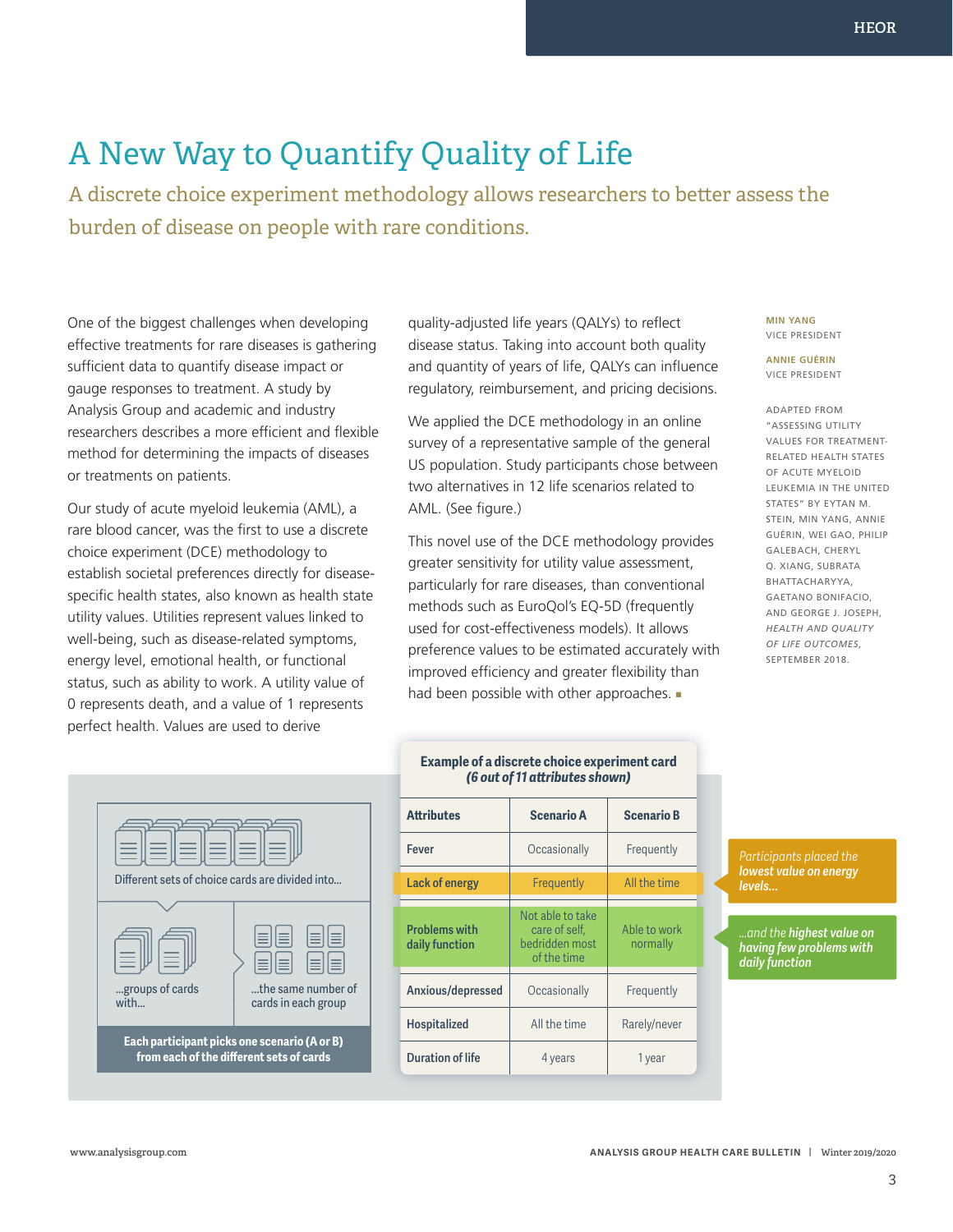# A New Way to Quantify Quality of Life

## A discrete choice experiment methodology allows researchers to better assess the burden of disease on people with rare conditions.

One of the biggest challenges when developing effective treatments for rare diseases is gathering sufficient data to quantify disease impact or gauge responses to treatment. A study by Analysis Group and academic and industry researchers describes a more efficient and flexible method for determining the impacts of diseases or treatments on patients.

Our study of acute myeloid leukemia (AML), a rare blood cancer, was the first to use a discrete choice experiment (DCE) methodology to establish societal preferences directly for disease-specific health states, also known as health state utility values. Utilities represent values linked to well-being, such as disease-related symptoms, energy level, emotional health, or functional status, such as ability to work. A utility value of 0 represents death, and a value of 1 represents perfect health. Values are used to derive quality-adjusted life years (QALYs) to reflect disease status. Taking into account both quality and quantity of years of life, QALYs can influence regulatory, reimbursement, and pricing decisions.

We applied the DCE methodology in an online survey of a representative sample of the general US population. Study participants chose between two alternatives in 12 life scenarios related to AML. (See figure.)

This novel use of the DCE methodology provides greater sensitivity for utility value assessment, particularly for rare diseases, than conventional methods such as EuroQol's EQ-5D (frequently used for cost-effectiveness models). It allows preference values to be estimated accurately with improved efficiency and greater flexibility than had been possible with other approaches. ■

**MIN YANG**
VICE PRESIDENT

**ANNIE GUÉRIN**
VICE PRESIDENT

ADAPTED FROM "ASSESSING UTILITY VALUES FOR TREATMENT-RELATED HEALTH STATES OF ACUTE MYELOID LEUKEMIA IN THE UNITED STATES" BY EYTAN M. STEIN, MIN YANG, ANNIE GUÉRIN, WEI GAO, PHILIP GALEBACH, CHERYL Q. XIANG, SUBRATA BHATTACHARYYA, GAETANO BONIFACIO, AND GEORGE J. JOSEPH, *HEALTH AND QUALITY OF LIFE OUTCOMES*, SEPTEMBER 2018.

Different sets of choice cards are divided into…

…groups of cards with…

…the same number of cards in each group

**Each participant picks one scenario (A or B) from each of the different sets of cards**

**Example of a discrete choice experiment card**
***(6 out of 11 attributes shown)***

| Attributes | Scenario A | Scenario B |
|---|---|---|
| Fever | Occasionally | Frequently |
| Lack of energy | Frequently | All the time |
| Problems with daily function | Not able to take care of self, bedridden most of the time | Able to work normally |
| Anxious/depressed | Occasionally | Frequently |
| Hospitalized | All the time | Rarely/never |
| Duration of life | 4 years | 1 year |

*Participants placed the **lowest value on energy levels…***

*…and the **highest value on having few problems with daily function***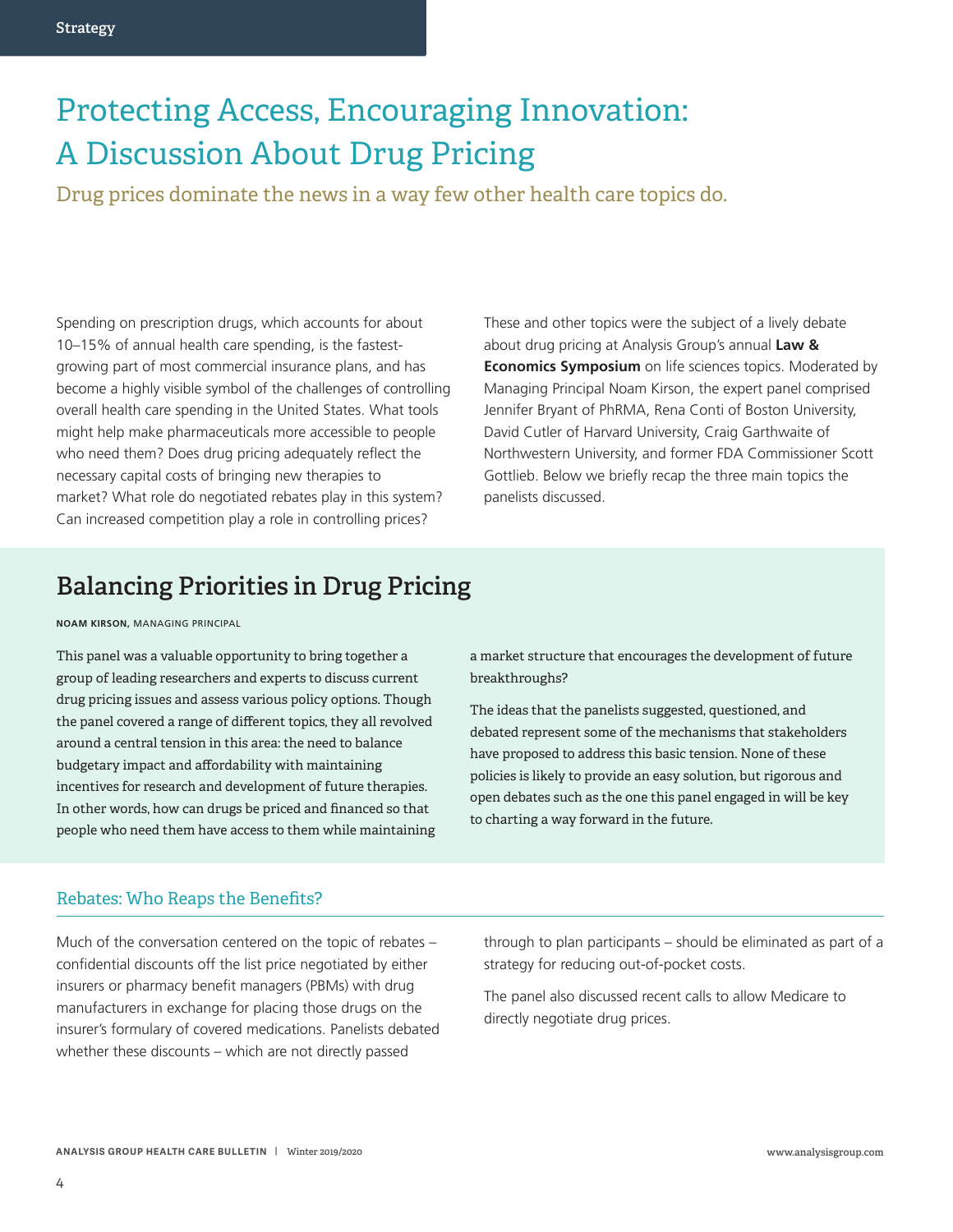Strategy

# Protecting Access, Encouraging Innovation: A Discussion About Drug Pricing

Drug prices dominate the news in a way few other health care topics do.

Spending on prescription drugs, which accounts for about 10–15% of annual health care spending, is the fastest-growing part of most commercial insurance plans, and has become a highly visible symbol of the challenges of controlling overall health care spending in the United States. What tools might help make pharmaceuticals more accessible to people who need them? Does drug pricing adequately reflect the necessary capital costs of bringing new therapies to market? What role do negotiated rebates play in this system? Can increased competition play a role in controlling prices?

These and other topics were the subject of a lively debate about drug pricing at Analysis Group's annual **Law & Economics Symposium** on life sciences topics. Moderated by Managing Principal Noam Kirson, the expert panel comprised Jennifer Bryant of PhRMA, Rena Conti of Boston University, David Cutler of Harvard University, Craig Garthwaite of Northwestern University, and former FDA Commissioner Scott Gottlieb. Below we briefly recap the three main topics the panelists discussed.

## Balancing Priorities in Drug Pricing

**NOAM KIRSON,** MANAGING PRINCIPAL

This panel was a valuable opportunity to bring together a group of leading researchers and experts to discuss current drug pricing issues and assess various policy options. Though the panel covered a range of different topics, they all revolved around a central tension in this area: the need to balance budgetary impact and affordability with maintaining incentives for research and development of future therapies. In other words, how can drugs be priced and financed so that people who need them have access to them while maintaining a market structure that encourages the development of future breakthroughs?

The ideas that the panelists suggested, questioned, and debated represent some of the mechanisms that stakeholders have proposed to address this basic tension. None of these policies is likely to provide an easy solution, but rigorous and open debates such as the one this panel engaged in will be key to charting a way forward in the future.

### Rebates: Who Reaps the Benefits?

Much of the conversation centered on the topic of rebates – confidential discounts off the list price negotiated by either insurers or pharmacy benefit managers (PBMs) with drug manufacturers in exchange for placing those drugs on the insurer's formulary of covered medications. Panelists debated whether these discounts – which are not directly passed through to plan participants – should be eliminated as part of a strategy for reducing out-of-pocket costs.

The panel also discussed recent calls to allow Medicare to directly negotiate drug prices.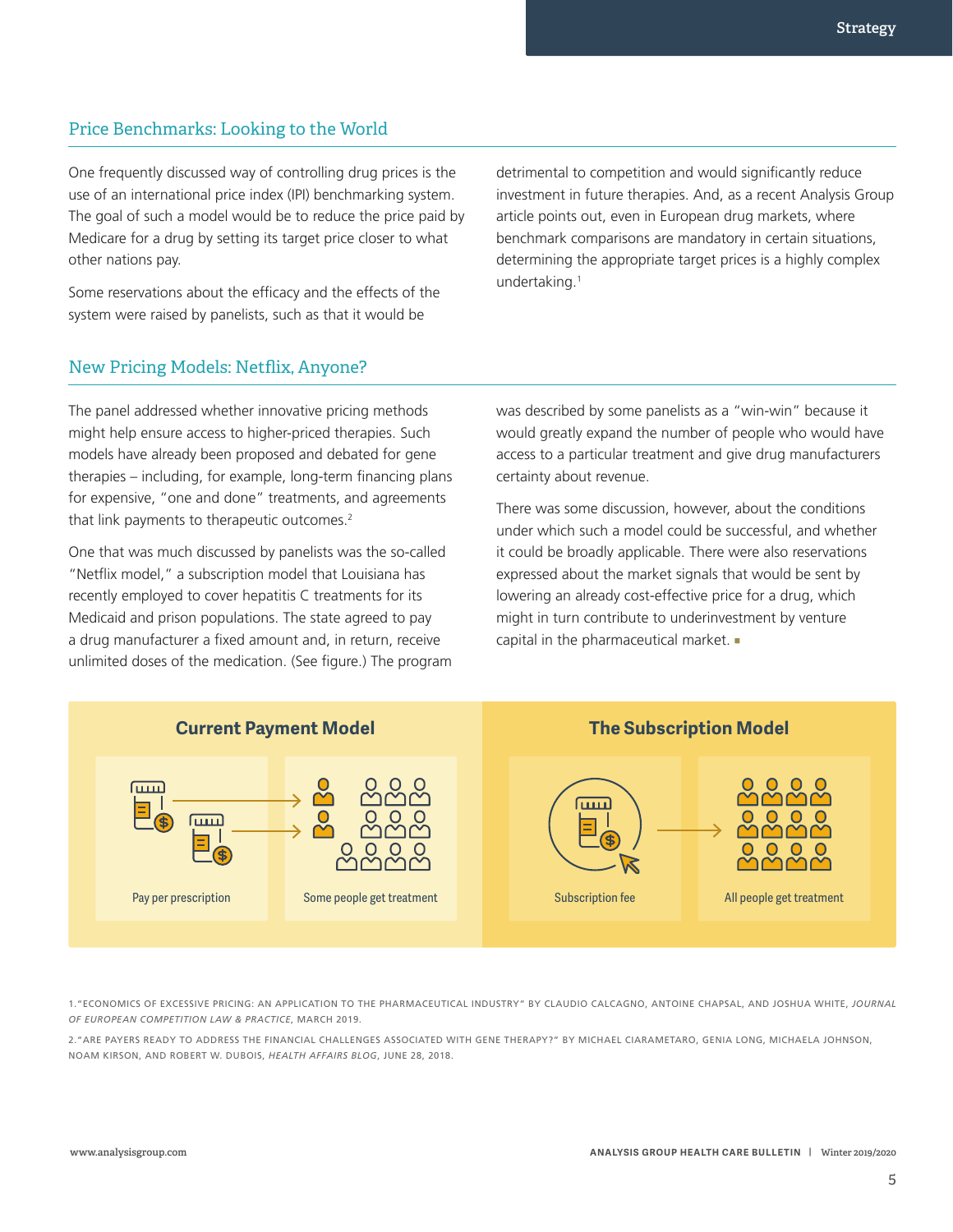## Price Benchmarks: Looking to the World

One frequently discussed way of controlling drug prices is the use of an international price index (IPI) benchmarking system. The goal of such a model would be to reduce the price paid by Medicare for a drug by setting its target price closer to what other nations pay.

Some reservations about the efficacy and the effects of the system were raised by panelists, such as that it would be detrimental to competition and would significantly reduce investment in future therapies. And, as a recent Analysis Group article points out, even in European drug markets, where benchmark comparisons are mandatory in certain situations, determining the appropriate target prices is a highly complex undertaking.[1]

## New Pricing Models: Netflix, Anyone?

The panel addressed whether innovative pricing methods might help ensure access to higher-priced therapies. Such models have already been proposed and debated for gene therapies – including, for example, long-term financing plans for expensive, "one and done" treatments, and agreements that link payments to therapeutic outcomes.[2]

One that was much discussed by panelists was the so-called "Netflix model," a subscription model that Louisiana has recently employed to cover hepatitis C treatments for its Medicaid and prison populations. The state agreed to pay a drug manufacturer a fixed amount and, in return, receive unlimited doses of the medication. (See figure.) The program was described by some panelists as a "win-win" because it would greatly expand the number of people who would have access to a particular treatment and give drug manufacturers certainty about revenue.

There was some discussion, however, about the conditions under which such a model could be successful, and whether it could be broadly applicable. There were also reservations expressed about the market signals that would be sent by lowering an already cost-effective price for a drug, which might in turn contribute to underinvestment by venture capital in the pharmaceutical market. ■

**Current Payment Model**

Pay per prescription → Some people get treatment

**The Subscription Model**

Subscription fee → All people get treatment

1. "Economics of Excessive Pricing: An Application to the Pharmaceutical Industry" by Claudio Calcagno, Antoine Chapsal, and Joshua White, *Journal of European Competition Law & Practice*, March 2019.

2. "Are Payers Ready to Address the Financial Challenges Associated with Gene Therapy?" by Michael Ciarametaro, Genia Long, Michaela Johnson, Noam Kirson, and Robert W. Dubois, *Health Affairs Blog*, June 28, 2018.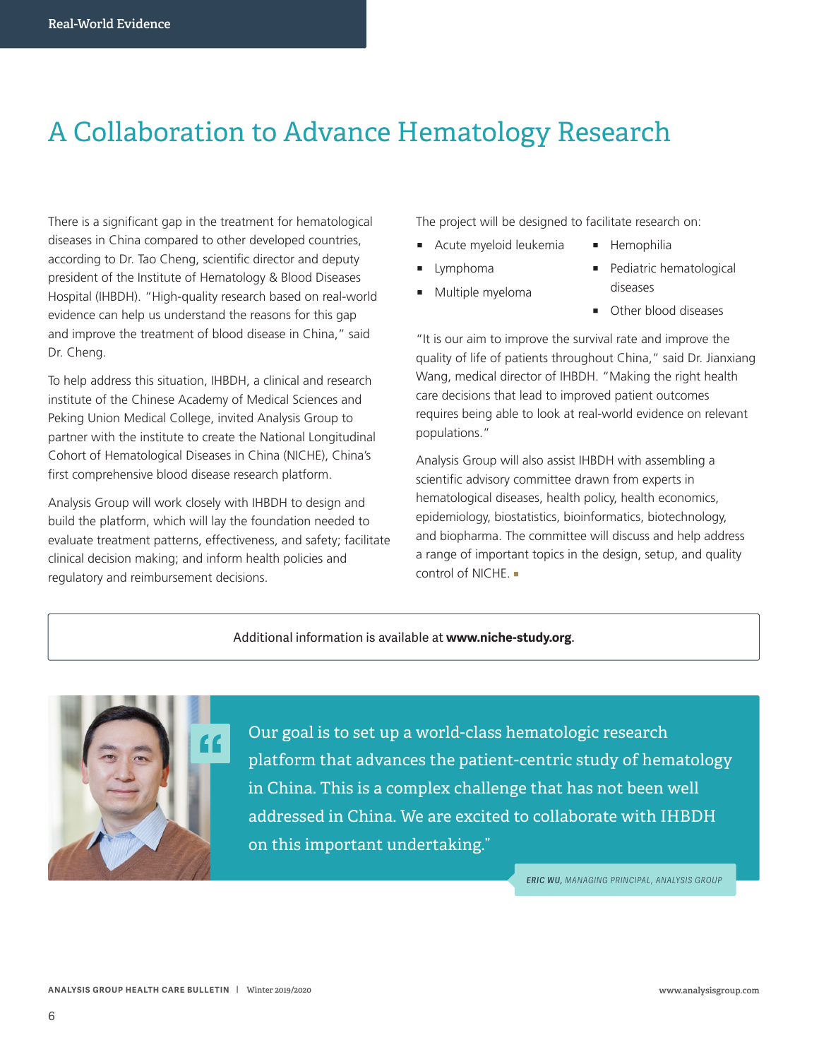# A Collaboration to Advance Hematology Research

There is a significant gap in the treatment for hematological diseases in China compared to other developed countries, according to Dr. Tao Cheng, scientific director and deputy president of the Institute of Hematology & Blood Diseases Hospital (IHBDH). "High-quality research based on real-world evidence can help us understand the reasons for this gap and improve the treatment of blood disease in China," said Dr. Cheng.

To help address this situation, IHBDH, a clinical and research institute of the Chinese Academy of Medical Sciences and Peking Union Medical College, invited Analysis Group to partner with the institute to create the National Longitudinal Cohort of Hematological Diseases in China (NICHE), China's first comprehensive blood disease research platform.

Analysis Group will work closely with IHBDH to design and build the platform, which will lay the foundation needed to evaluate treatment patterns, effectiveness, and safety; facilitate clinical decision making; and inform health policies and regulatory and reimbursement decisions.

The project will be designed to facilitate research on:

- Acute myeloid leukemia
- Lymphoma
- Multiple myeloma
- Hemophilia
- Pediatric hematological diseases
- Other blood diseases

"It is our aim to improve the survival rate and improve the quality of life of patients throughout China," said Dr. Jianxiang Wang, medical director of IHBDH. "Making the right health care decisions that lead to improved patient outcomes requires being able to look at real-world evidence on relevant populations."

Analysis Group will also assist IHBDH with assembling a scientific advisory committee drawn from experts in hematological diseases, health policy, health economics, epidemiology, biostatistics, bioinformatics, biotechnology, and biopharma. The committee will discuss and help address a range of important topics in the design, setup, and quality control of NICHE. ■

Additional information is available at **www.niche-study.org**.

> "Our goal is to set up a world-class hematologic research platform that advances the patient-centric study of hematology in China. This is a complex challenge that has not been well addressed in China. We are excited to collaborate with IHBDH on this important undertaking."
>
> **ERIC WU,** *MANAGING PRINCIPAL, ANALYSIS GROUP*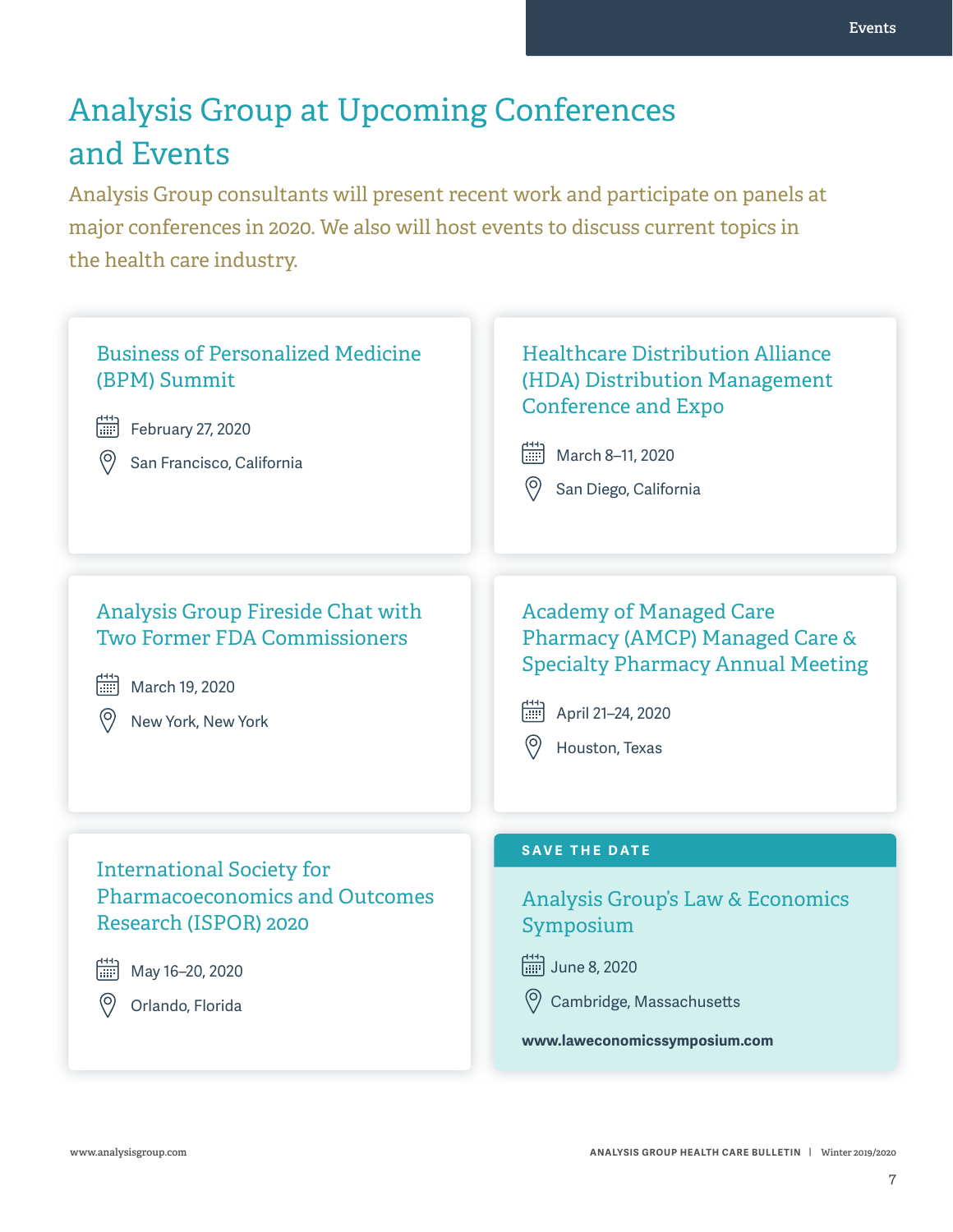# Analysis Group at Upcoming Conferences and Events

Analysis Group consultants will present recent work and participate on panels at major conferences in 2020. We also will host events to discuss current topics in the health care industry.

### Business of Personalized Medicine (BPM) Summit

February 27, 2020

San Francisco, California

### Healthcare Distribution Alliance (HDA) Distribution Management Conference and Expo

March 8–11, 2020

San Diego, California

### Analysis Group Fireside Chat with Two Former FDA Commissioners

March 19, 2020

New York, New York

### Academy of Managed Care Pharmacy (AMCP) Managed Care & Specialty Pharmacy Annual Meeting

April 21–24, 2020

Houston, Texas

### International Society for Pharmacoeconomics and Outcomes Research (ISPOR) 2020

May 16–20, 2020

Orlando, Florida

**SAVE THE DATE**

### Analysis Group's Law & Economics Symposium

June 8, 2020

Cambridge, Massachusetts

**www.laweconomicssymposium.com**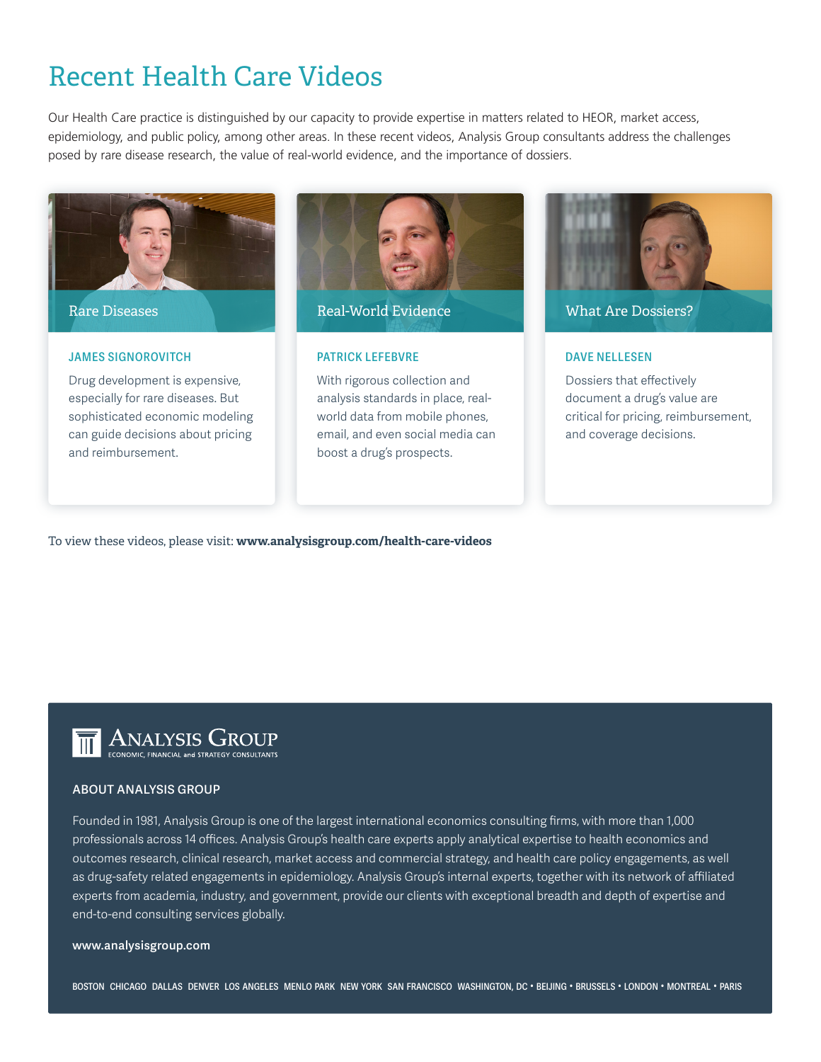# Recent Health Care Videos

Our Health Care practice is distinguished by our capacity to provide expertise in matters related to HEOR, market access, epidemiology, and public policy, among other areas. In these recent videos, Analysis Group consultants address the challenges posed by rare disease research, the value of real-world evidence, and the importance of dossiers.

### Rare Diseases

**JAMES SIGNOROVITCH**

Drug development is expensive, especially for rare diseases. But sophisticated economic modeling can guide decisions about pricing and reimbursement.

### Real-World Evidence

**PATRICK LEFEBVRE**

With rigorous collection and analysis standards in place, real-world data from mobile phones, email, and even social media can boost a drug's prospects.

### What Are Dossiers?

**DAVE NELLESEN**

Dossiers that effectively document a drug's value are critical for pricing, reimbursement, and coverage decisions.

To view these videos, please visit: **www.analysisgroup.com/health-care-videos**

**ANALYSIS GROUP**
ECONOMIC, FINANCIAL and STRATEGY CONSULTANTS

## ABOUT ANALYSIS GROUP

Founded in 1981, Analysis Group is one of the largest international economics consulting firms, with more than 1,000 professionals across 14 offices. Analysis Group's health care experts apply analytical expertise to health economics and outcomes research, clinical research, market access and commercial strategy, and health care policy engagements, as well as drug-safety related engagements in epidemiology. Analysis Group's internal experts, together with its network of affiliated experts from academia, industry, and government, provide our clients with exceptional breadth and depth of expertise and end-to-end consulting services globally.

**www.analysisgroup.com**

BOSTON CHICAGO DALLAS DENVER LOS ANGELES MENLO PARK NEW YORK SAN FRANCISCO WASHINGTON, DC • BEIJING • BRUSSELS • LONDON • MONTREAL • PARIS